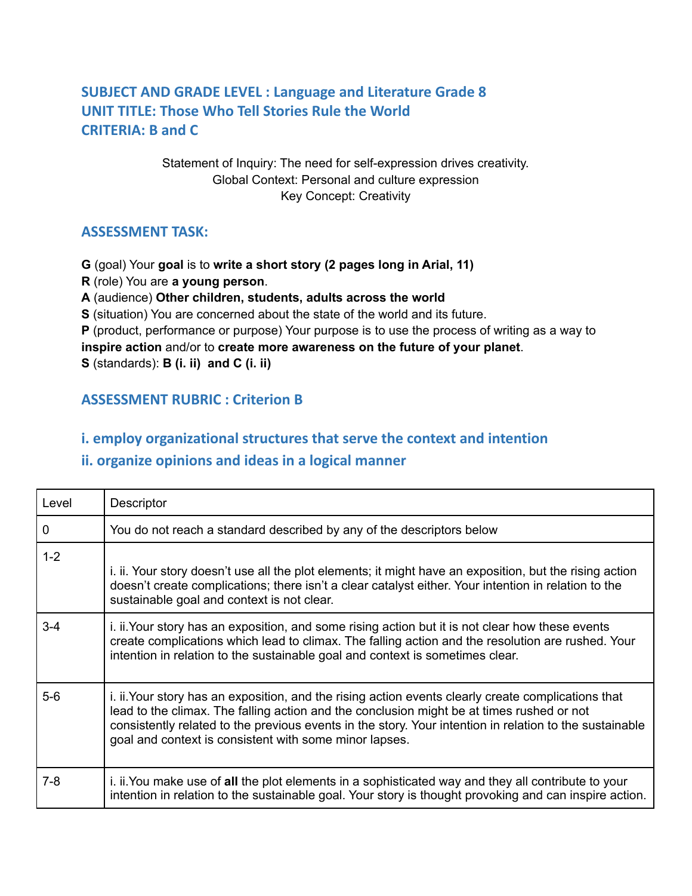## SUBJECT AND GRADE LEVEL : Language and Literature Grade 8
## UNIT TITLE: Those Who Tell Stories Rule the World
## CRITERIA: B and C

Statement of Inquiry: The need for self-expression drives creativity.
Global Context: Personal and culture expression
Key Concept: Creativity

## ASSESSMENT TASK:

**G** (goal) Your **goal** is to **write a short story (2 pages long in Arial, 11)**
**R** (role) You are **a young person**.
**A** (audience) **Other children, students, adults across the world**
**S** (situation) You are concerned about the state of the world and its future.
**P** (product, performance or purpose) Your purpose is to use the process of writing as a way to **inspire action** and/or to **create more awareness on the future of your planet**.
**S** (standards): **B (i. ii) and C (i. ii)**

## ASSESSMENT RUBRIC : Criterion B

### i. employ organizational structures that serve the context and intention
### ii. organize opinions and ideas in a logical manner

| Level | Descriptor |
|---|---|
| 0 | You do not reach a standard described by any of the descriptors below |
| 1-2 | i. ii. Your story doesn't use all the plot elements; it might have an exposition, but the rising action doesn't create complications; there isn't a clear catalyst either. Your intention in relation to the sustainable goal and context is not clear. |
| 3-4 | i. ii.Your story has an exposition, and some rising action but it is not clear how these events create complications which lead to climax. The falling action and the resolution are rushed. Your intention in relation to the sustainable goal and context is sometimes clear. |
| 5-6 | i. ii.Your story has an exposition, and the rising action events clearly create complications that lead to the climax. The falling action and the conclusion might be at times rushed or not consistently related to the previous events in the story. Your intention in relation to the sustainable goal and context is consistent with some minor lapses. |
| 7-8 | i. ii.You make use of **all** the plot elements in a sophisticated way and they all contribute to your intention in relation to the sustainable goal. Your story is thought provoking and can inspire action. |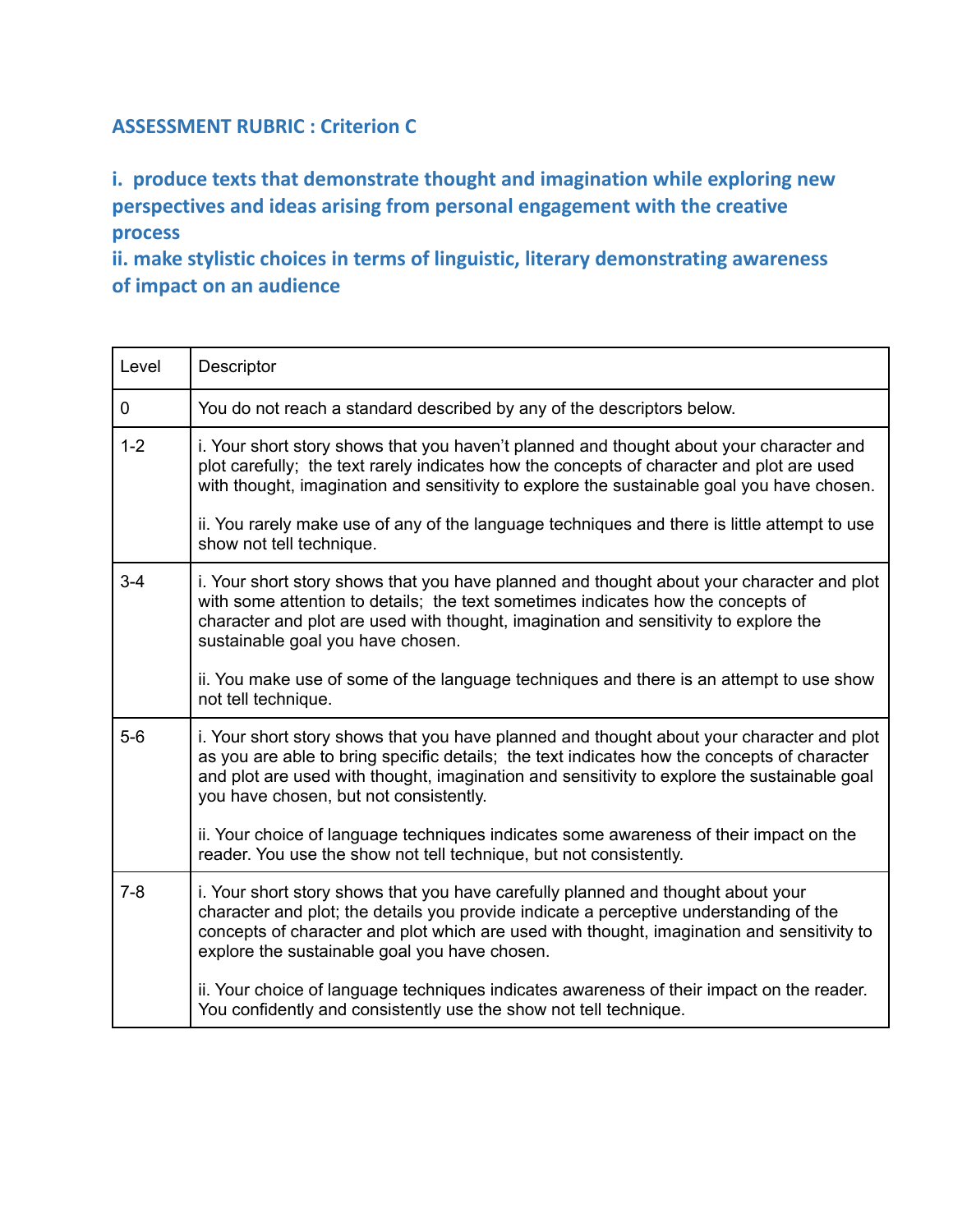## ASSESSMENT RUBRIC : Criterion C

### i. produce texts that demonstrate thought and imagination while exploring new perspectives and ideas arising from personal engagement with the creative process
### ii. make stylistic choices in terms of linguistic, literary demonstrating awareness of impact on an audience

| Level | Descriptor |
|---|---|
| 0 | You do not reach a standard described by any of the descriptors below. |
| 1-2 | i. Your short story shows that you haven't planned and thought about your character and plot carefully; the text rarely indicates how the concepts of character and plot are used with thought, imagination and sensitivity to explore the sustainable goal you have chosen.<br><br>ii. You rarely make use of any of the language techniques and there is little attempt to use show not tell technique. |
| 3-4 | i. Your short story shows that you have planned and thought about your character and plot with some attention to details; the text sometimes indicates how the concepts of character and plot are used with thought, imagination and sensitivity to explore the sustainable goal you have chosen.<br><br>ii. You make use of some of the language techniques and there is an attempt to use show not tell technique. |
| 5-6 | i. Your short story shows that you have planned and thought about your character and plot as you are able to bring specific details; the text indicates how the concepts of character and plot are used with thought, imagination and sensitivity to explore the sustainable goal you have chosen, but not consistently.<br><br>ii. Your choice of language techniques indicates some awareness of their impact on the reader. You use the show not tell technique, but not consistently. |
| 7-8 | i. Your short story shows that you have carefully planned and thought about your character and plot; the details you provide indicate a perceptive understanding of the concepts of character and plot which are used with thought, imagination and sensitivity to explore the sustainable goal you have chosen.<br><br>ii. Your choice of language techniques indicates awareness of their impact on the reader. You confidently and consistently use the show not tell technique. |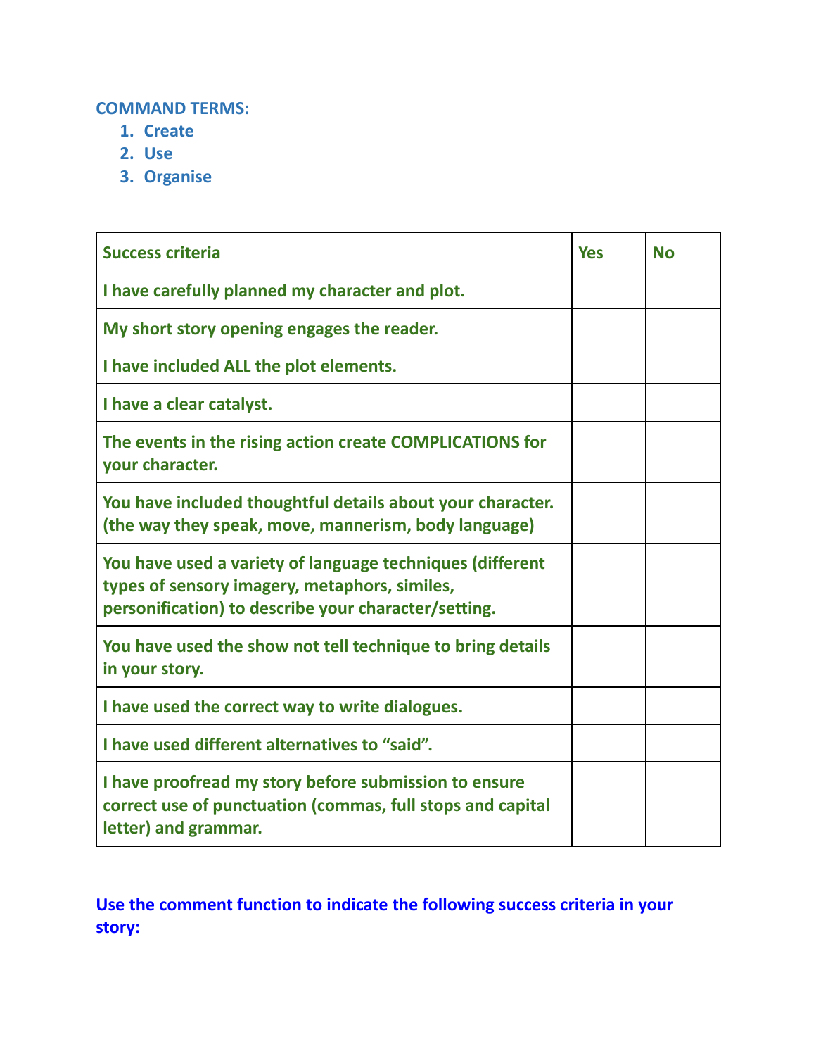**COMMAND TERMS:**

1. **Create**
2. **Use**
3. **Organise**

| **Success criteria** | **Yes** | **No** |
|---|---|---|
| **I have carefully planned my character and plot.** | | |
| **My short story opening engages the reader.** | | |
| **I have included ALL the plot elements.** | | |
| **I have a clear catalyst.** | | |
| **The events in the rising action create COMPLICATIONS for your character.** | | |
| **You have included thoughtful details about your character. (the way they speak, move, mannerism, body language)** | | |
| **You have used a variety of language techniques (different types of sensory imagery, metaphors, similes, personification) to describe your character/setting.** | | |
| **You have used the show not tell technique to bring details in your story.** | | |
| **I have used the correct way to write dialogues.** | | |
| **I have used different alternatives to "said".** | | |
| **I have proofread my story before submission to ensure correct use of punctuation (commas, full stops and capital letter) and grammar.** | | |

**Use the comment function to indicate the following success criteria in your story:**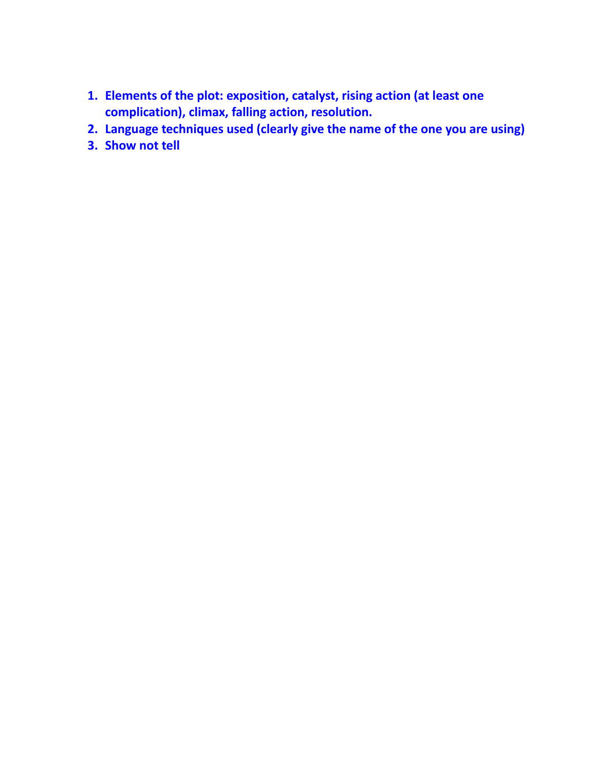1. **Elements of the plot: exposition, catalyst, rising action (at least one complication), climax, falling action, resolution.**
2. **Language techniques used (clearly give the name of the one you are using)**
3. **Show not tell**